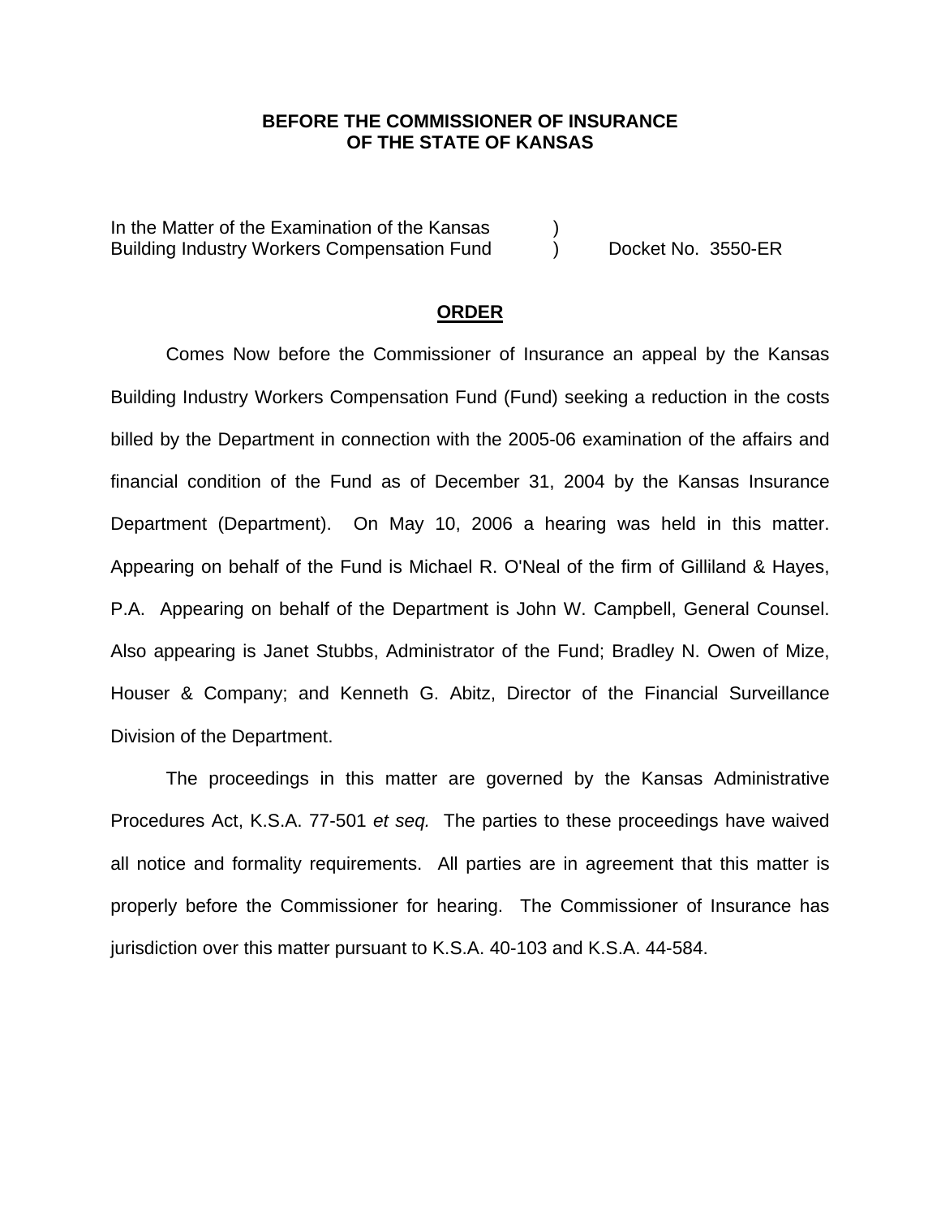**BEFORE THE COMMISSIONER OF INSURANCE**
**OF THE STATE OF KANSAS**

In the Matter of the Examination of the Kansas )
Building Industry Workers Compensation Fund ) Docket No. 3550-ER

## ORDER

Comes Now before the Commissioner of Insurance an appeal by the Kansas Building Industry Workers Compensation Fund (Fund) seeking a reduction in the costs billed by the Department in connection with the 2005-06 examination of the affairs and financial condition of the Fund as of December 31, 2004 by the Kansas Insurance Department (Department). On May 10, 2006 a hearing was held in this matter. Appearing on behalf of the Fund is Michael R. O'Neal of the firm of Gilliland & Hayes, P.A. Appearing on behalf of the Department is John W. Campbell, General Counsel. Also appearing is Janet Stubbs, Administrator of the Fund; Bradley N. Owen of Mize, Houser & Company; and Kenneth G. Abitz, Director of the Financial Surveillance Division of the Department.

The proceedings in this matter are governed by the Kansas Administrative Procedures Act, K.S.A. 77-501 *et seq.* The parties to these proceedings have waived all notice and formality requirements. All parties are in agreement that this matter is properly before the Commissioner for hearing. The Commissioner of Insurance has jurisdiction over this matter pursuant to K.S.A. 40-103 and K.S.A. 44-584.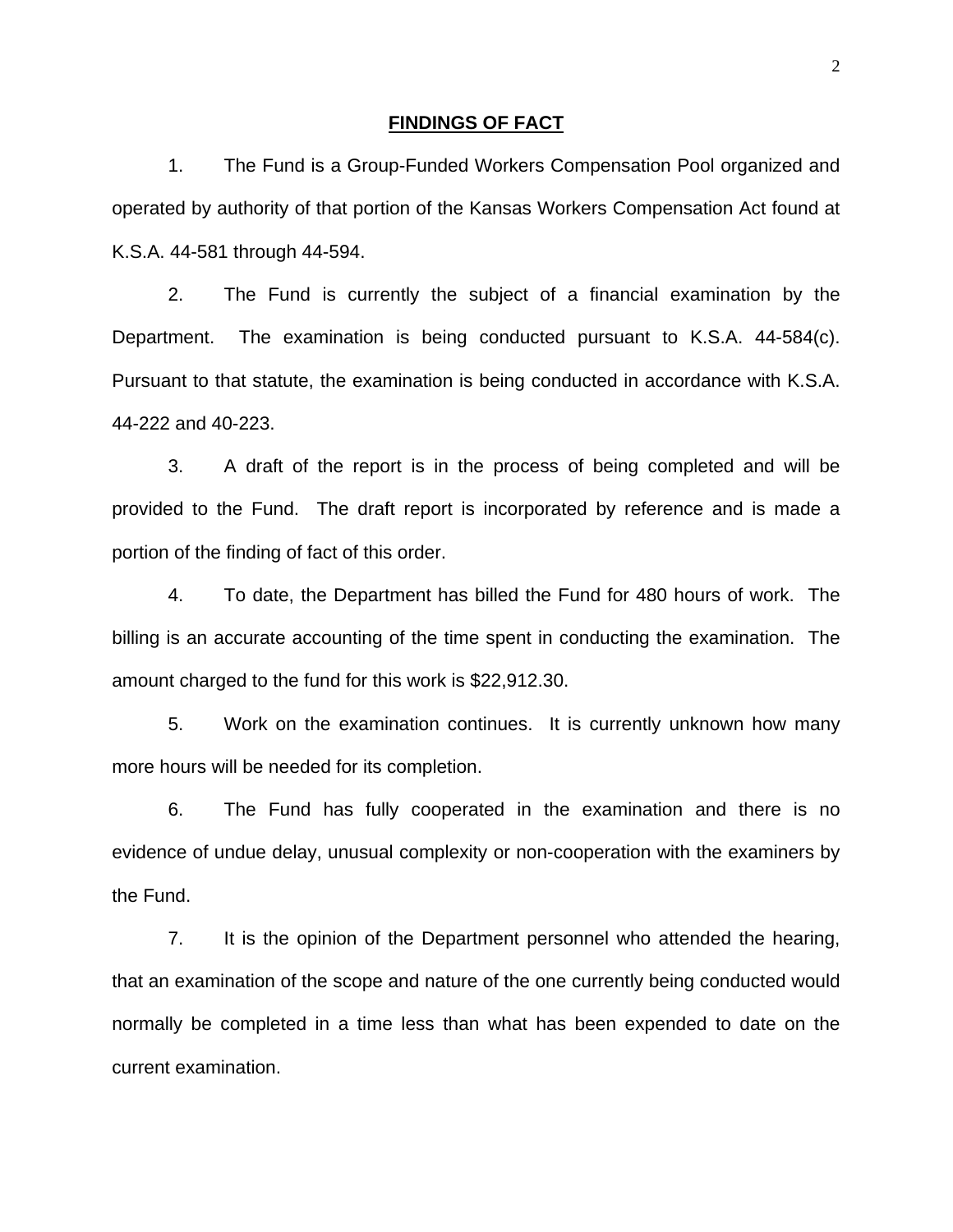## FINDINGS OF FACT

1. The Fund is a Group-Funded Workers Compensation Pool organized and operated by authority of that portion of the Kansas Workers Compensation Act found at K.S.A. 44-581 through 44-594.

2. The Fund is currently the subject of a financial examination by the Department. The examination is being conducted pursuant to K.S.A. 44-584(c). Pursuant to that statute, the examination is being conducted in accordance with K.S.A. 44-222 and 40-223.

3. A draft of the report is in the process of being completed and will be provided to the Fund. The draft report is incorporated by reference and is made a portion of the finding of fact of this order.

4. To date, the Department has billed the Fund for 480 hours of work. The billing is an accurate accounting of the time spent in conducting the examination. The amount charged to the fund for this work is $22,912.30.

5. Work on the examination continues. It is currently unknown how many more hours will be needed for its completion.

6. The Fund has fully cooperated in the examination and there is no evidence of undue delay, unusual complexity or non-cooperation with the examiners by the Fund.

7. It is the opinion of the Department personnel who attended the hearing, that an examination of the scope and nature of the one currently being conducted would normally be completed in a time less than what has been expended to date on the current examination.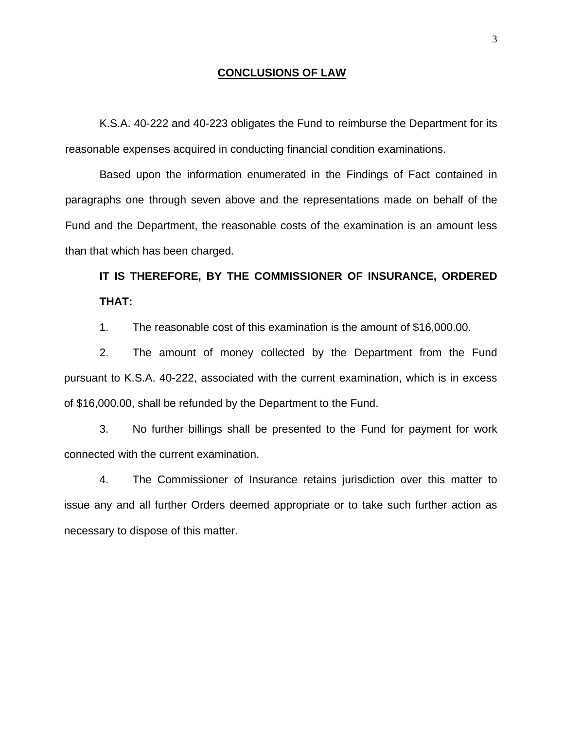## CONCLUSIONS OF LAW

K.S.A. 40-222 and 40-223 obligates the Fund to reimburse the Department for its reasonable expenses acquired in conducting financial condition examinations.

Based upon the information enumerated in the Findings of Fact contained in paragraphs one through seven above and the representations made on behalf of the Fund and the Department, the reasonable costs of the examination is an amount less than that which has been charged.

**IT IS THEREFORE, BY THE COMMISSIONER OF INSURANCE, ORDERED THAT:**

1. The reasonable cost of this examination is the amount of $16,000.00.

2. The amount of money collected by the Department from the Fund pursuant to K.S.A. 40-222, associated with the current examination, which is in excess of $16,000.00, shall be refunded by the Department to the Fund.

3. No further billings shall be presented to the Fund for payment for work connected with the current examination.

4. The Commissioner of Insurance retains jurisdiction over this matter to issue any and all further Orders deemed appropriate or to take such further action as necessary to dispose of this matter.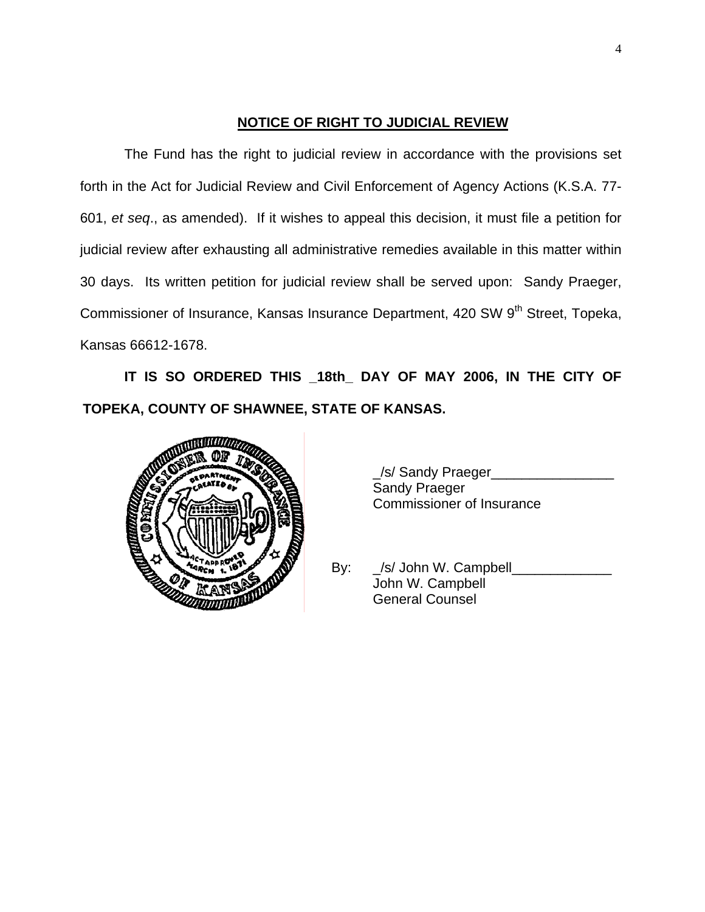**NOTICE OF RIGHT TO JUDICIAL REVIEW**

The Fund has the right to judicial review in accordance with the provisions set forth in the Act for Judicial Review and Civil Enforcement of Agency Actions (K.S.A. 77-601, *et seq*., as amended). If it wishes to appeal this decision, it must file a petition for judicial review after exhausting all administrative remedies available in this matter within 30 days. Its written petition for judicial review shall be served upon: Sandy Praeger, Commissioner of Insurance, Kansas Insurance Department, 420 SW 9th Street, Topeka, Kansas 66612-1678.

**IT IS SO ORDERED THIS _18th_ DAY OF MAY 2006, IN THE CITY OF TOPEKA, COUNTY OF SHAWNEE, STATE OF KANSAS.**

_/s/ Sandy Praeger________________
Sandy Praeger
Commissioner of Insurance

By: _/s/ John W. Campbell_____________
John W. Campbell
General Counsel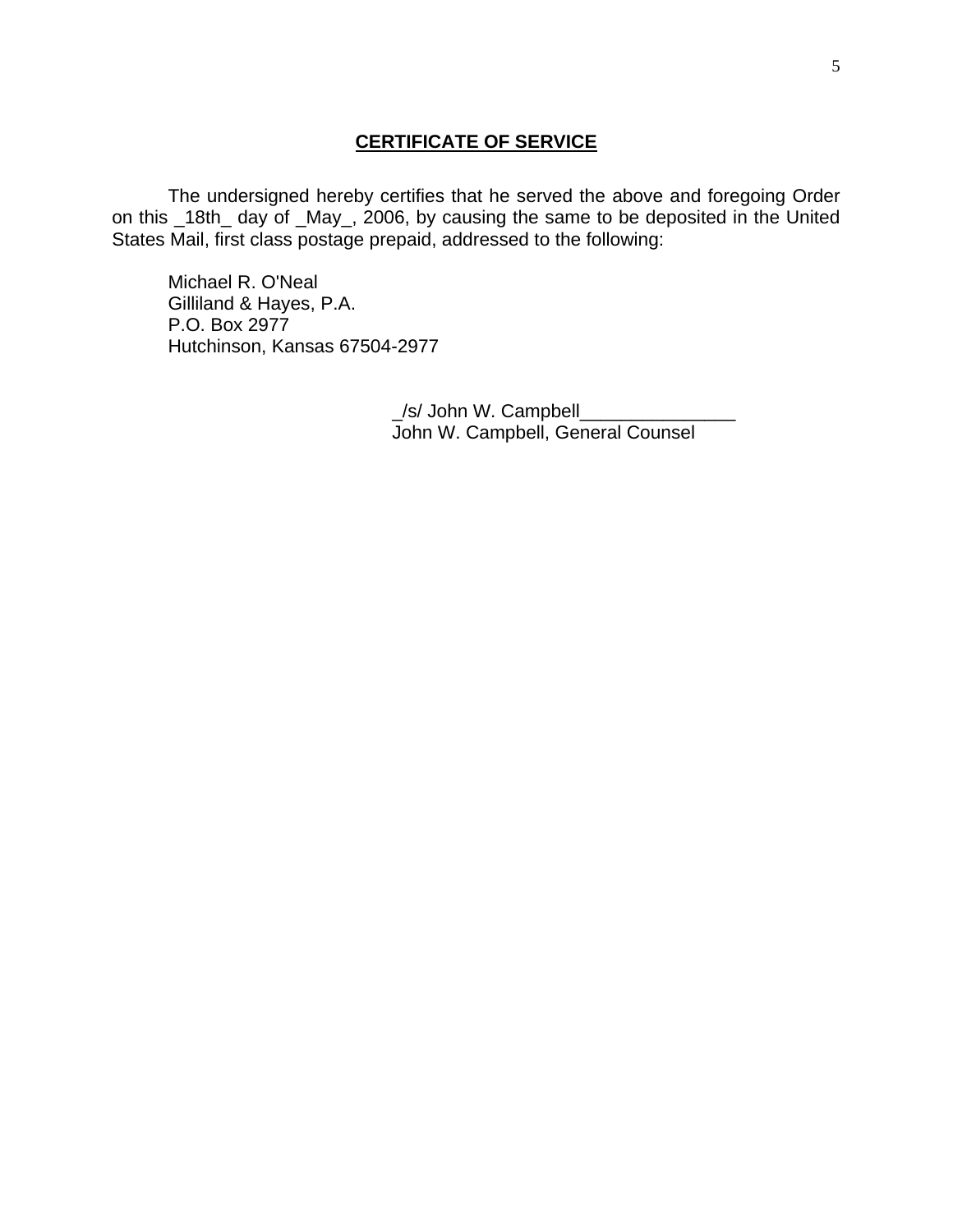## CERTIFICATE OF SERVICE

The undersigned hereby certifies that he served the above and foregoing Order on this _18th_ day of _May_, 2006, by causing the same to be deposited in the United States Mail, first class postage prepaid, addressed to the following:

Michael R. O'Neal
Gilliland & Hayes, P.A.
P.O. Box 2977
Hutchinson, Kansas 67504-2977

_/s/ John W. Campbell_______________
John W. Campbell, General Counsel